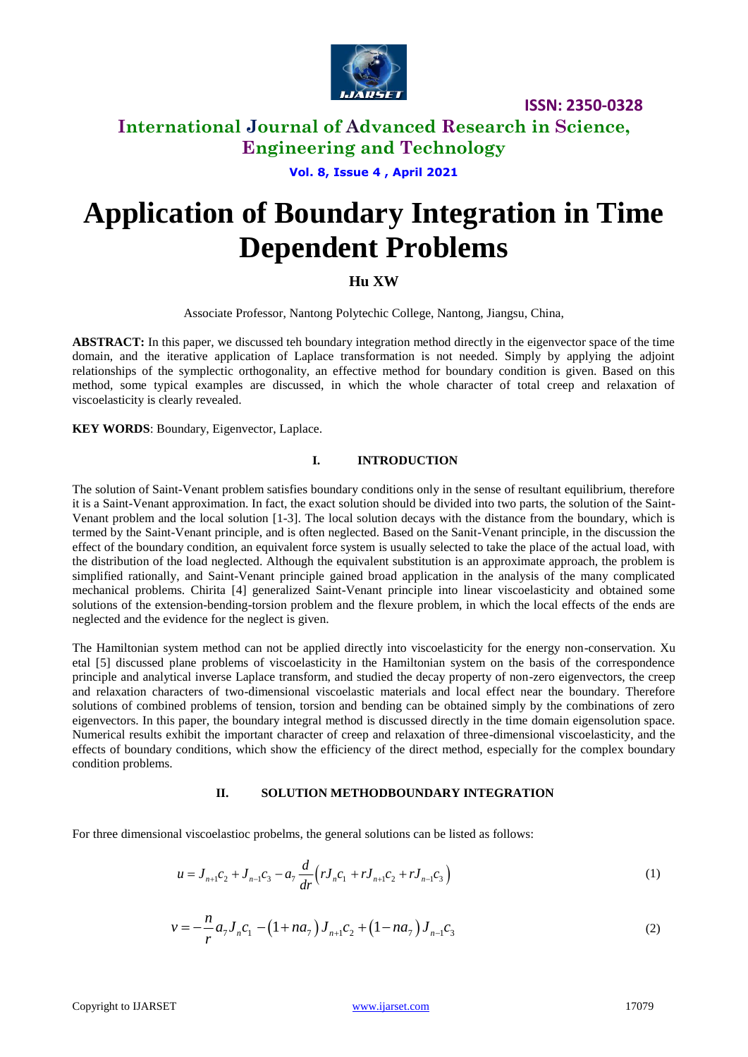# Application of Boundary Integration in Time Dependent Problems

**Hu XW**

Associate Professor, Nantong Polytechic College, Nantong, Jiangsu, China,

**ABSTRACT:** In this paper, we discussed teh boundary integration method directly in the eigenvector space of the time domain, and the iterative application of Laplace transformation is not needed. Simply by applying the adjoint relationships of the symplectic orthogonality, an effective method for boundary condition is given. Based on this method, some typical examples are discussed, in which the whole character of total creep and relaxation of viscoelasticity is clearly revealed.

**KEY WORDS**: Boundary, Eigenvector, Laplace.

## I. INTRODUCTION

The solution of Saint-Venant problem satisfies boundary conditions only in the sense of resultant equilibrium, therefore it is a Saint-Venant approximation. In fact, the exact solution should be divided into two parts, the solution of the Saint-Venant problem and the local solution [1-3]. The local solution decays with the distance from the boundary, which is termed by the Saint-Venant principle, and is often neglected. Based on the Sanit-Venant principle, in the discussion the effect of the boundary condition, an equivalent force system is usually selected to take the place of the actual load, with the distribution of the load neglected. Although the equivalent substitution is an approximate approach, the problem is simplified rationally, and Saint-Venant principle gained broad application in the analysis of the many complicated mechanical problems. Chirita [4] generalized Saint-Venant principle into linear viscoelasticity and obtained some solutions of the extension-bending-torsion problem and the flexure problem, in which the local effects of the ends are neglected and the evidence for the neglect is given.

The Hamiltonian system method can not be applied directly into viscoelasticity for the energy non-conservation. Xu etal [5] discussed plane problems of viscoelasticity in the Hamiltonian system on the basis of the correspondence principle and analytical inverse Laplace transform, and studied the decay property of non-zero eigenvectors, the creep and relaxation characters of two-dimensional viscoelastic materials and local effect near the boundary. Therefore solutions of combined problems of tension, torsion and bending can be obtained simply by the combinations of zero eigenvectors. In this paper, the boundary integral method is discussed directly in the time domain eigensolution space. Numerical results exhibit the important character of creep and relaxation of three-dimensional viscoelasticity, and the effects of boundary conditions, which show the efficiency of the direct method, especially for the complex boundary condition problems.

## II. SOLUTION METHODBOUNDARY INTEGRATION

For three dimensional viscoelastioc probelms, the general solutions can be listed as follows:

$$u = J_{n+1}c_2 + J_{n-1}c_3 - a_7 \frac{d}{dr}\left(rJ_n c_1 + rJ_{n+1}c_2 + rJ_{n-1}c_3\right) \tag{1}$$

$$v = -\frac{n}{r}a_7 J_n c_1 - \left(1+na_7\right)J_{n+1}c_2 + \left(1-na_7\right)J_{n-1}c_3 \tag{2}$$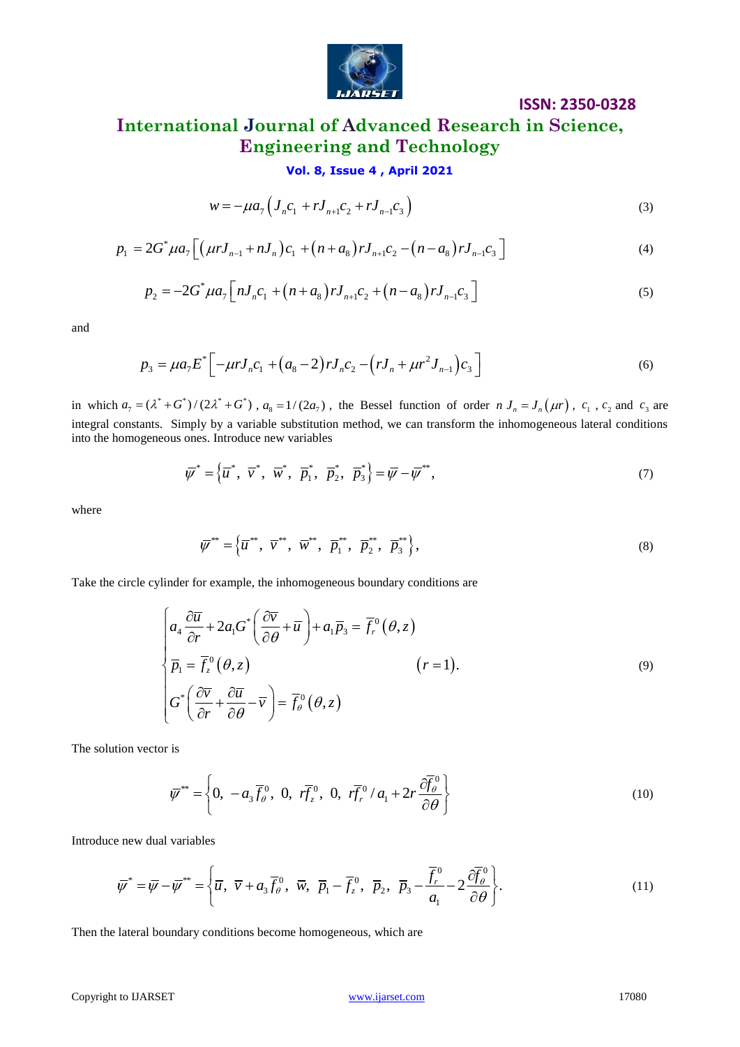$$w = -\mu a_7 \left( J_n c_1 + r J_{n+1} c_2 + r J_{n-1} c_3 \right) \tag{3}$$

$$p_1 = 2G^* \mu a_7 \left[ \left( \mu r J_{n-1} + n J_n \right) c_1 + \left( n + a_8 \right) r J_{n+1} c_2 - \left( n - a_8 \right) r J_{n-1} c_3 \right] \tag{4}$$

$$p_2 = -2G^* \mu a_7 \left[ n J_n c_1 + \left( n + a_8 \right) r J_{n+1} c_2 + \left( n - a_8 \right) r J_{n-1} c_3 \right] \tag{5}$$

and

$$p_3 = \mu a_7 E^* \left[ -\mu r J_n c_1 + \left( a_8 - 2 \right) r J_n c_2 - \left( r J_n + \mu r^2 J_{n-1} \right) c_3 \right] \tag{6}$$

in which $a_7 = (\lambda^* + G^*)/(2\lambda^* + G^*)$, $a_8 = 1/(2a_7)$, the Bessel function of order $n$ $J_n = J_n(\mu r)$, $c_1$, $c_2$ and $c_3$ are integral constants. Simply by a variable substitution method, we can transform the inhomogeneous lateral conditions into the homogeneous ones. Introduce new variables

$$\bar{\psi}^* = \left\{ \bar{u}^*,\ \bar{v}^*,\ \bar{w}^*,\ \bar{p}_1^*,\ \bar{p}_2^*,\ \bar{p}_3^* \right\} = \bar{\psi} - \bar{\psi}^{**}, \tag{7}$$

where

$$\bar{\psi}^{**} = \left\{ \bar{u}^{**},\ \bar{v}^{**},\ \bar{w}^{**},\ \bar{p}_1^{**},\ \bar{p}_2^{**},\ \bar{p}_3^{**} \right\}, \tag{8}$$

Take the circle cylinder for example, the inhomogeneous boundary conditions are

$$\begin{cases} a_4 \dfrac{\partial \bar{u}}{\partial r} + 2a_1 G^* \left( \dfrac{\partial \bar{v}}{\partial \theta} + \bar{u} \right) + a_1 \bar{p}_3 = \bar{f}_r^0 (\theta, z) \\ \bar{p}_1 = \bar{f}_z^0 (\theta, z) \qquad\qquad\qquad\qquad (r = 1). \\ G^* \left( \dfrac{\partial \bar{v}}{\partial r} + \dfrac{\partial \bar{u}}{\partial \theta} - \bar{v} \right) = \bar{f}_\theta^0 (\theta, z) \end{cases} \tag{9}$$

The solution vector is

$$\bar{\psi}^{**} = \left\{ 0,\ -a_3 \bar{f}_\theta^0,\ 0,\ r\bar{f}_z^0,\ 0,\ r\bar{f}_r^0 / a_1 + 2r \frac{\partial \bar{f}_\theta^0}{\partial \theta} \right\} \tag{10}$$

Introduce new dual variables

$$\bar{\psi}^* = \bar{\psi} - \bar{\psi}^{**} = \left\{ \bar{u},\ \bar{v} + a_3 \bar{f}_\theta^0,\ \bar{w},\ \bar{p}_1 - \bar{f}_z^0,\ \bar{p}_2,\ \bar{p}_3 - \frac{\bar{f}_r^0}{a_1} - 2\frac{\partial \bar{f}_\theta^0}{\partial \theta} \right\}. \tag{11}$$

Then the lateral boundary conditions become homogeneous, which are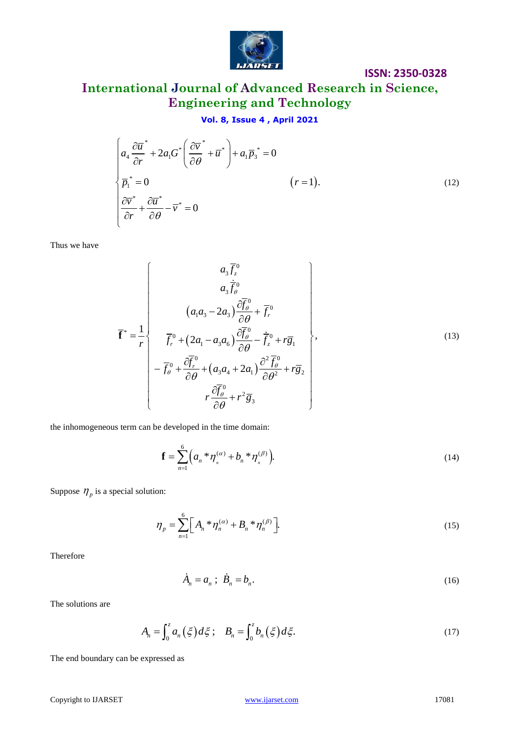$$
\begin{cases}
a_4 \dfrac{\partial \overline{u}^*}{\partial r} + 2a_1 G^* \left( \dfrac{\partial \overline{v}^*}{\partial \theta} + \overline{u}^* \right) + a_1 \overline{p}_3^* = 0 \\
\overline{p}_1^* = 0 \qquad\qquad\qquad\qquad\qquad\qquad\qquad (r = 1). \\
\dfrac{\partial \overline{v}^*}{\partial r} + \dfrac{\partial \overline{u}^*}{\partial \theta} - \overline{v}^* = 0
\end{cases}
\tag{12}
$$

Thus we have

$$
\overline{\mathbf{f}}^* = \frac{1}{r}
\begin{Bmatrix}
a_3 \overline{f}_z^0 \\
a_3 \dot{\overline{f}}_\theta^0 \\
\left( a_1 a_3 - 2a_3 \right) \dfrac{\partial \overline{f}_\theta^0}{\partial \theta} + \overline{f}_r^0 \\
\overline{f}_r^0 + \left( 2a_1 - a_3 a_6 \right) \dfrac{\partial \overline{f}_\theta^0}{\partial \theta} - \dot{\overline{f}}_z^0 + r\overline{g}_1 \\
-\overline{f}_\theta^0 + \dfrac{\partial \overline{f}_r^0}{\partial \theta} + \left( a_3 a_4 + 2a_1 \right) \dfrac{\partial^2 \overline{f}_\theta^0}{\partial \theta^2} + r\overline{g}_2 \\
r \dfrac{\partial \overline{f}_\theta^0}{\partial \theta} + r^2 \overline{g}_3
\end{Bmatrix},
\tag{13}
$$

the inhomogeneous term can be developed in the time domain:

$$
\mathbf{f} = \sum_{n=1}^{6} \left( a_n * \eta_n^{(\alpha)} + b_n * \eta_n^{(\beta)} \right).
\tag{14}
$$

Suppose $\eta_p$ is a special solution:

$$
\eta_p = \sum_{n=1}^{6} \left[ A_n * \eta_n^{(\alpha)} + B_n * \eta_n^{(\beta)} \right].
\tag{15}
$$

Therefore

$$
\dot{A}_n = a_n \, ; \; \dot{B}_n = b_n .
\tag{16}
$$

The solutions are

$$
A_n = \int_0^z a_n(\xi) d\xi \, ; \quad B_n = \int_0^z b_n(\xi) d\xi .
\tag{17}
$$

The end boundary can be expressed as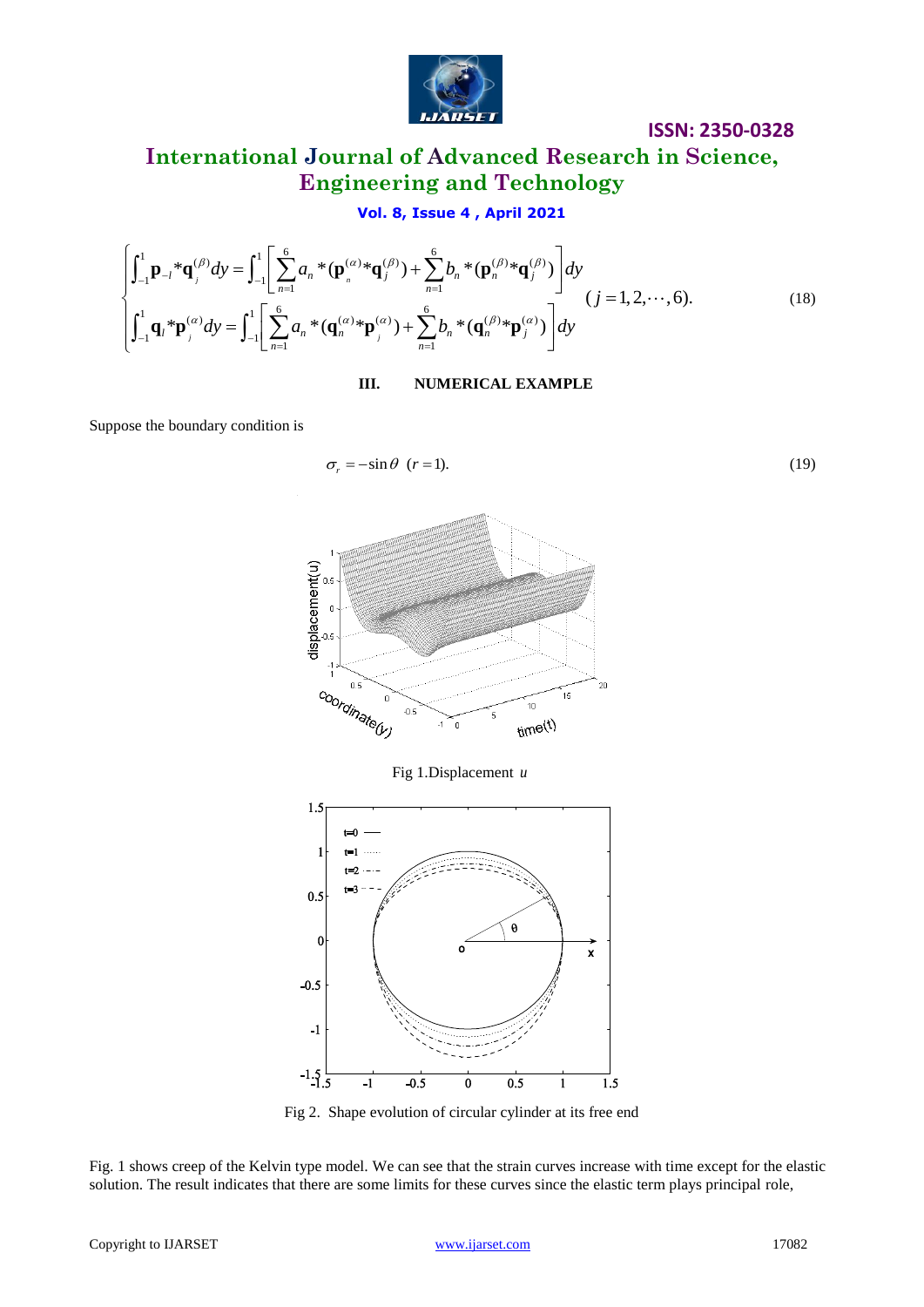$$
\begin{cases}
\int_{-1}^{1} \mathbf{p}_{-l} * \mathbf{q}_{j}^{(\beta)} dy = \int_{-1}^{1} \left[ \sum_{n=1}^{6} a_n * (\mathbf{p}_{n}^{(\alpha)} * \mathbf{q}_{j}^{(\beta)}) + \sum_{n=1}^{6} b_n * (\mathbf{p}_{n}^{(\beta)} * \mathbf{q}_{j}^{(\beta)}) \right] dy \\
\int_{-1}^{1} \mathbf{q}_{l} * \mathbf{p}_{j}^{(\alpha)} dy = \int_{-1}^{1} \left[ \sum_{n=1}^{6} a_n * (\mathbf{q}_{n}^{(\alpha)} * \mathbf{p}_{j}^{(\alpha)}) + \sum_{n=1}^{6} b_n * (\mathbf{q}_{n}^{(\beta)} * \mathbf{p}_{j}^{(\alpha)}) \right] dy
\end{cases}
(j = 1, 2, \cdots, 6). \tag{18}
$$

## III. NUMERICAL EXAMPLE

Suppose the boundary condition is

$$
\sigma_r = -\sin\theta \;\; (r = 1). \tag{19}
$$

Fig 1.Displacement $u$

Fig 2. Shape evolution of circular cylinder at its free end

Fig. 1 shows creep of the Kelvin type model. We can see that the strain curves increase with time except for the elastic solution. The result indicates that there are some limits for these curves since the elastic term plays principal role,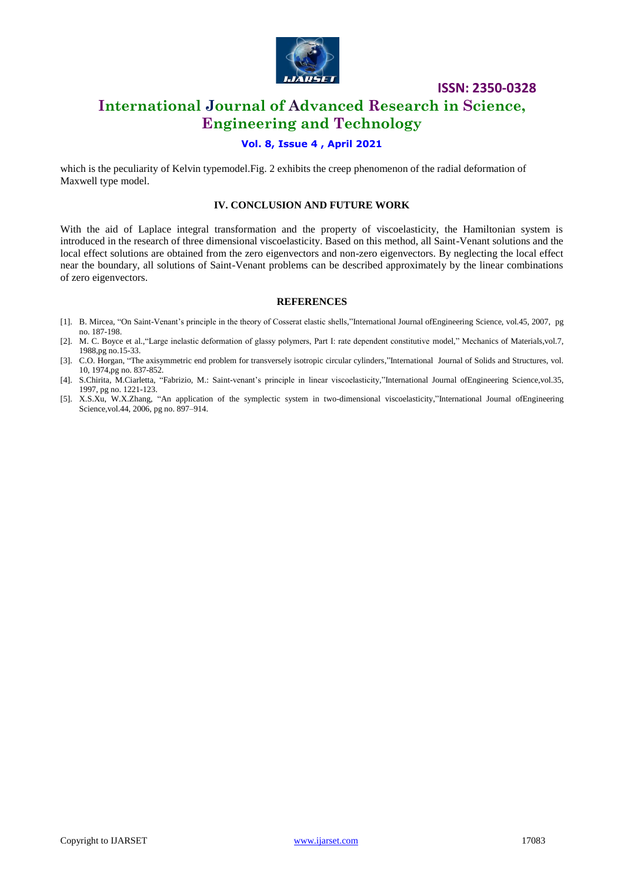which is the peculiarity of Kelvin typemodel.Fig. 2 exhibits the creep phenomenon of the radial deformation of Maxwell type model.

## IV. CONCLUSION AND FUTURE WORK

With the aid of Laplace integral transformation and the property of viscoelasticity, the Hamiltonian system is introduced in the research of three dimensional viscoelasticity. Based on this method, all Saint-Venant solutions and the local effect solutions are obtained from the zero eigenvectors and non-zero eigenvectors. By neglecting the local effect near the boundary, all solutions of Saint-Venant problems can be described approximately by the linear combinations of zero eigenvectors.

## REFERENCES

[1]. B. Mircea, "On Saint-Venant's principle in the theory of Cosserat elastic shells,"International Journal ofEngineering Science, vol.45, 2007, pg no. 187-198.

[2]. M. C. Boyce et al.,"Large inelastic deformation of glassy polymers, Part I: rate dependent constitutive model," Mechanics of Materials,vol.7, 1988,pg no.15-33.

[3]. C.O. Horgan, "The axisymmetric end problem for transversely isotropic circular cylinders,"International Journal of Solids and Structures, vol. 10, 1974,pg no. 837-852.

[4]. S.Chirita, M.Ciarletta, "Fabrizio, M.: Saint-venant's principle in linear viscoelasticity,"International Journal ofEngineering Science,vol.35, 1997, pg no. 1221-123.

[5]. X.S.Xu, W.X.Zhang, "An application of the symplectic system in two-dimensional viscoelasticity,"International Journal ofEngineering Science,vol.44, 2006, pg no. 897–914.